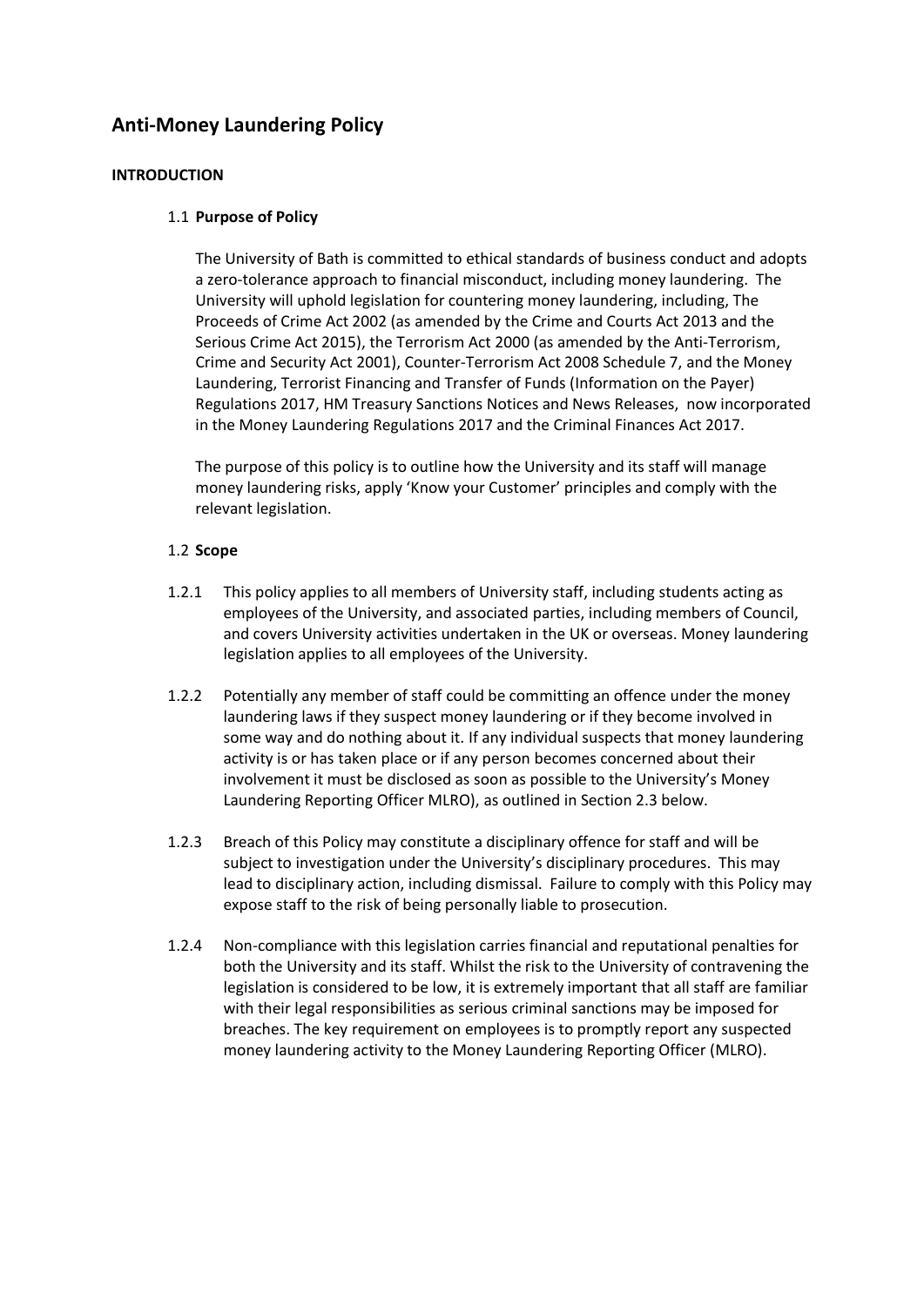# Anti-Money Laundering Policy

## INTRODUCTION

### 1.1 Purpose of Policy

The University of Bath is committed to ethical standards of business conduct and adopts a zero-tolerance approach to financial misconduct, including money laundering. The University will uphold legislation for countering money laundering, including, The Proceeds of Crime Act 2002 (as amended by the Crime and Courts Act 2013 and the Serious Crime Act 2015), the Terrorism Act 2000 (as amended by the Anti-Terrorism, Crime and Security Act 2001), Counter-Terrorism Act 2008 Schedule 7, and the Money Laundering, Terrorist Financing and Transfer of Funds (Information on the Payer) Regulations 2017, HM Treasury Sanctions Notices and News Releases, now incorporated in the Money Laundering Regulations 2017 and the Criminal Finances Act 2017.

The purpose of this policy is to outline how the University and its staff will manage money laundering risks, apply 'Know your Customer' principles and comply with the relevant legislation.

### 1.2 Scope

1.2.1 This policy applies to all members of University staff, including students acting as employees of the University, and associated parties, including members of Council, and covers University activities undertaken in the UK or overseas. Money laundering legislation applies to all employees of the University.

1.2.2 Potentially any member of staff could be committing an offence under the money laundering laws if they suspect money laundering or if they become involved in some way and do nothing about it. If any individual suspects that money laundering activity is or has taken place or if any person becomes concerned about their involvement it must be disclosed as soon as possible to the University's Money Laundering Reporting Officer MLRO), as outlined in Section 2.3 below.

1.2.3 Breach of this Policy may constitute a disciplinary offence for staff and will be subject to investigation under the University's disciplinary procedures. This may lead to disciplinary action, including dismissal. Failure to comply with this Policy may expose staff to the risk of being personally liable to prosecution.

1.2.4 Non-compliance with this legislation carries financial and reputational penalties for both the University and its staff. Whilst the risk to the University of contravening the legislation is considered to be low, it is extremely important that all staff are familiar with their legal responsibilities as serious criminal sanctions may be imposed for breaches. The key requirement on employees is to promptly report any suspected money laundering activity to the Money Laundering Reporting Officer (MLRO).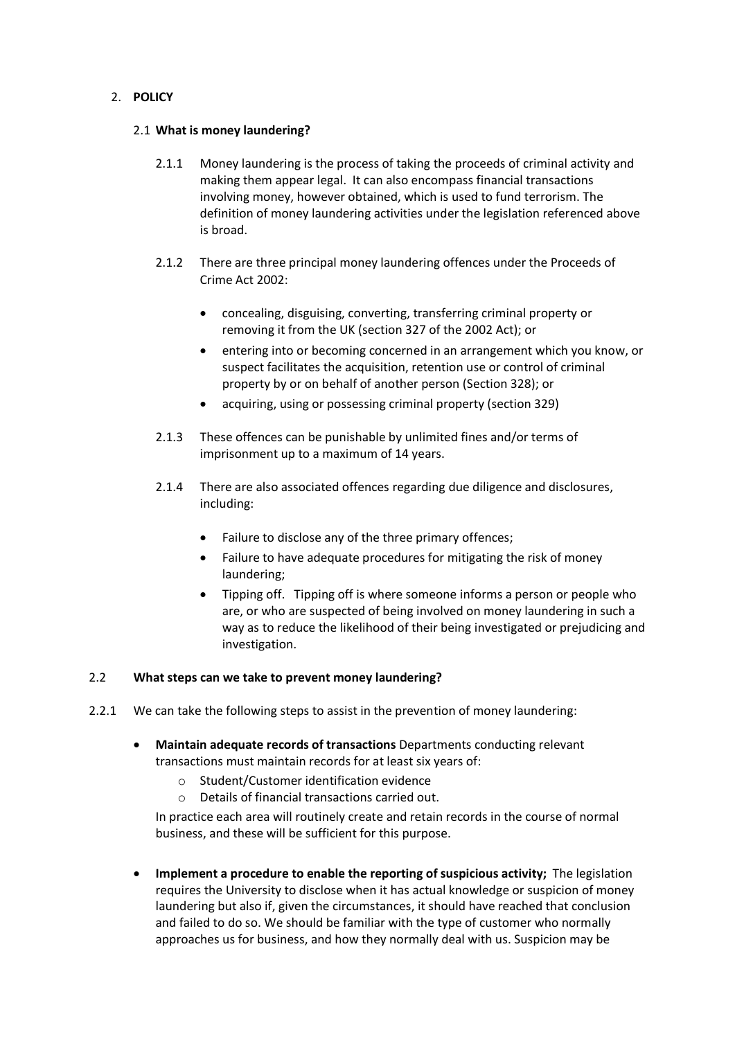2. **POLICY**

2.1 **What is money laundering?**

2.1.1 Money laundering is the process of taking the proceeds of criminal activity and making them appear legal. It can also encompass financial transactions involving money, however obtained, which is used to fund terrorism. The definition of money laundering activities under the legislation referenced above is broad.

2.1.2 There are three principal money laundering offences under the Proceeds of Crime Act 2002:

- concealing, disguising, converting, transferring criminal property or removing it from the UK (section 327 of the 2002 Act); or
- entering into or becoming concerned in an arrangement which you know, or suspect facilitates the acquisition, retention use or control of criminal property by or on behalf of another person (Section 328); or
- acquiring, using or possessing criminal property (section 329)

2.1.3 These offences can be punishable by unlimited fines and/or terms of imprisonment up to a maximum of 14 years.

2.1.4 There are also associated offences regarding due diligence and disclosures, including:

- Failure to disclose any of the three primary offences;
- Failure to have adequate procedures for mitigating the risk of money laundering;
- Tipping off. Tipping off is where someone informs a person or people who are, or who are suspected of being involved on money laundering in such a way as to reduce the likelihood of their being investigated or prejudicing and investigation.

2.2 **What steps can we take to prevent money laundering?**

2.2.1 We can take the following steps to assist in the prevention of money laundering:

- **Maintain adequate records of transactions** Departments conducting relevant transactions must maintain records for at least six years of:
  - Student/Customer identification evidence
  - Details of financial transactions carried out.

  In practice each area will routinely create and retain records in the course of normal business, and these will be sufficient for this purpose.

- **Implement a procedure to enable the reporting of suspicious activity;** The legislation requires the University to disclose when it has actual knowledge or suspicion of money laundering but also if, given the circumstances, it should have reached that conclusion and failed to do so. We should be familiar with the type of customer who normally approaches us for business, and how they normally deal with us. Suspicion may be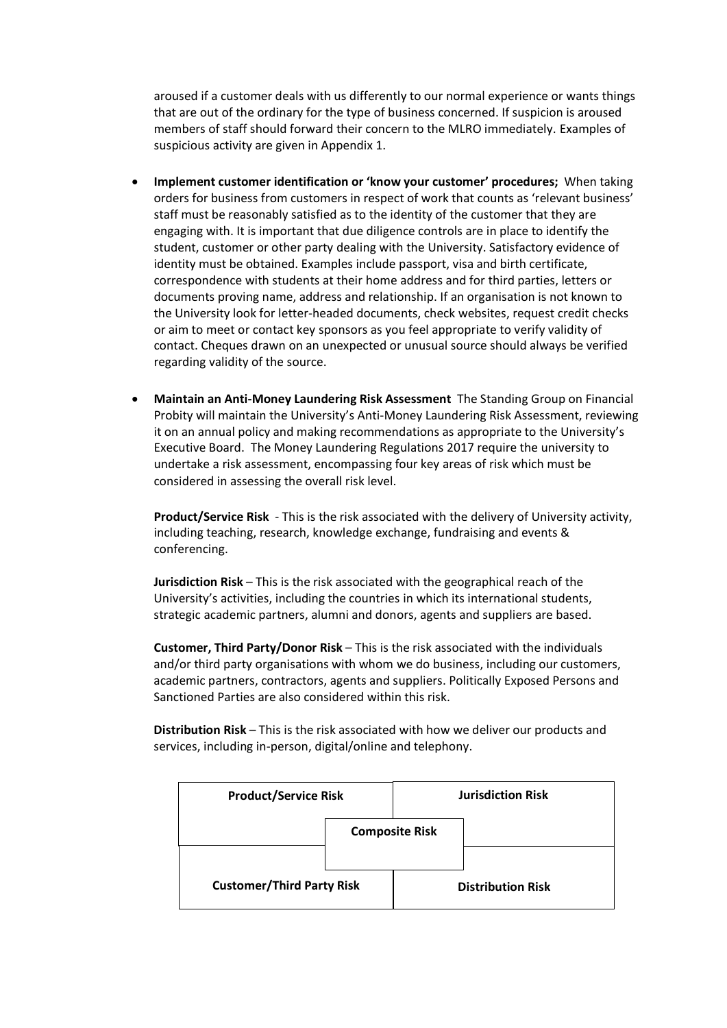aroused if a customer deals with us differently to our normal experience or wants things that are out of the ordinary for the type of business concerned. If suspicion is aroused members of staff should forward their concern to the MLRO immediately. Examples of suspicious activity are given in Appendix 1.

- **Implement customer identification or 'know your customer' procedures;** When taking orders for business from customers in respect of work that counts as 'relevant business' staff must be reasonably satisfied as to the identity of the customer that they are engaging with. It is important that due diligence controls are in place to identify the student, customer or other party dealing with the University. Satisfactory evidence of identity must be obtained. Examples include passport, visa and birth certificate, correspondence with students at their home address and for third parties, letters or documents proving name, address and relationship. If an organisation is not known to the University look for letter-headed documents, check websites, request credit checks or aim to meet or contact key sponsors as you feel appropriate to verify validity of contact. Cheques drawn on an unexpected or unusual source should always be verified regarding validity of the source.

- **Maintain an Anti-Money Laundering Risk Assessment** The Standing Group on Financial Probity will maintain the University's Anti-Money Laundering Risk Assessment, reviewing it on an annual policy and making recommendations as appropriate to the University's Executive Board. The Money Laundering Regulations 2017 require the university to undertake a risk assessment, encompassing four key areas of risk which must be considered in assessing the overall risk level.

  **Product/Service Risk** - This is the risk associated with the delivery of University activity, including teaching, research, knowledge exchange, fundraising and events & conferencing.

  **Jurisdiction Risk** – This is the risk associated with the geographical reach of the University's activities, including the countries in which its international students, strategic academic partners, alumni and donors, agents and suppliers are based.

  **Customer, Third Party/Donor Risk** – This is the risk associated with the individuals and/or third party organisations with whom we do business, including our customers, academic partners, contractors, agents and suppliers. Politically Exposed Persons and Sanctioned Parties are also considered within this risk.

  **Distribution Risk** – This is the risk associated with how we deliver our products and services, including in-person, digital/online and telephony.

| **Product/Service Risk** | **Jurisdiction Risk** |
|---|---|
| **Composite Risk** | |
| **Customer/Third Party Risk** | **Distribution Risk** |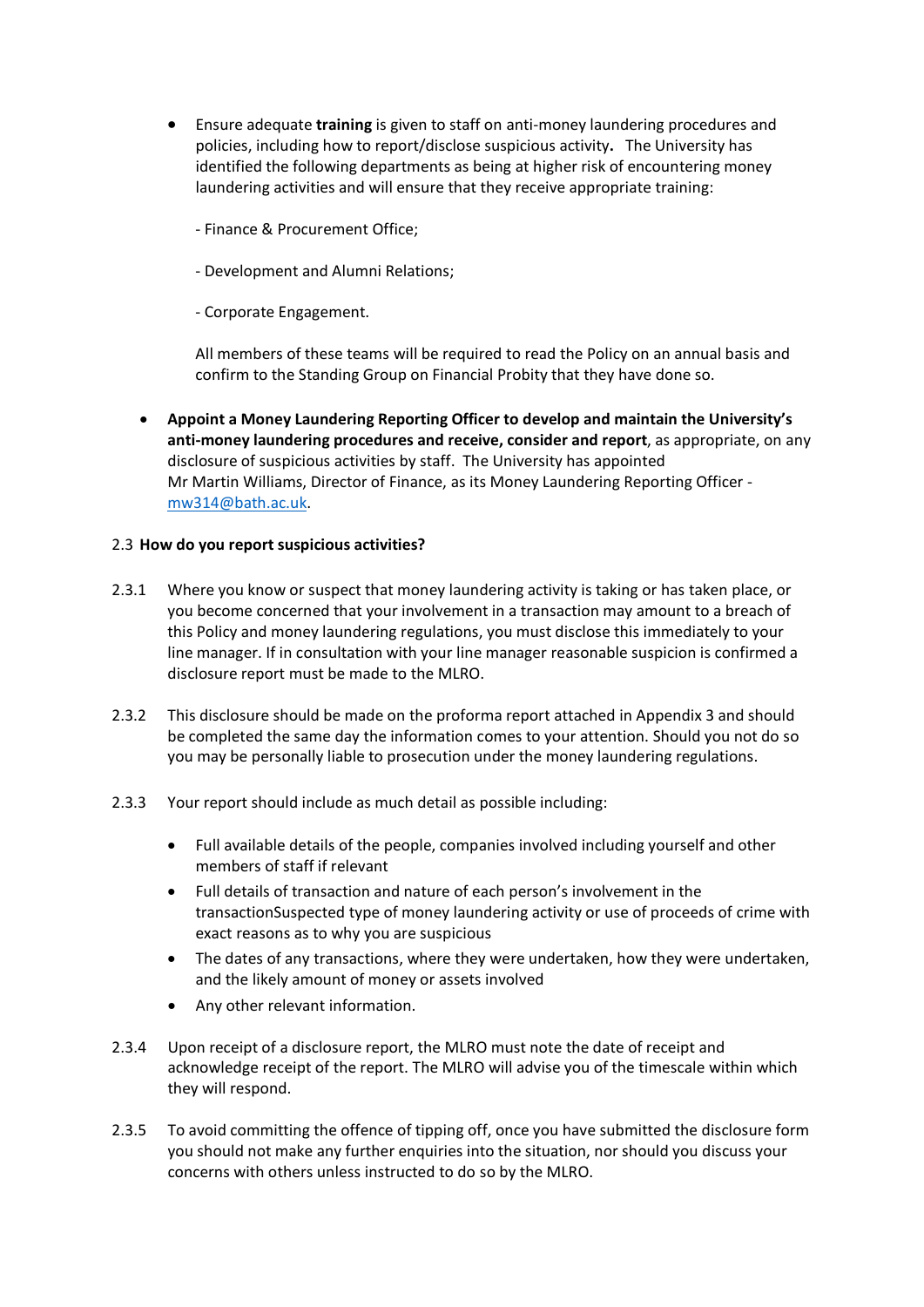- Ensure adequate **training** is given to staff on anti-money laundering procedures and policies, including how to report/disclose suspicious activity**.** The University has identified the following departments as being at higher risk of encountering money laundering activities and will ensure that they receive appropriate training:

  - Finance & Procurement Office;

  - Development and Alumni Relations;

  - Corporate Engagement.

  All members of these teams will be required to read the Policy on an annual basis and confirm to the Standing Group on Financial Probity that they have done so.

- **Appoint a Money Laundering Reporting Officer to develop and maintain the University's anti-money laundering procedures and receive, consider and report**, as appropriate, on any disclosure of suspicious activities by staff. The University has appointed Mr Martin Williams, Director of Finance, as its Money Laundering Reporting Officer - mw314@bath.ac.uk.

2.3 **How do you report suspicious activities?**

2.3.1 Where you know or suspect that money laundering activity is taking or has taken place, or you become concerned that your involvement in a transaction may amount to a breach of this Policy and money laundering regulations, you must disclose this immediately to your line manager. If in consultation with your line manager reasonable suspicion is confirmed a disclosure report must be made to the MLRO.

2.3.2 This disclosure should be made on the proforma report attached in Appendix 3 and should be completed the same day the information comes to your attention. Should you not do so you may be personally liable to prosecution under the money laundering regulations.

2.3.3 Your report should include as much detail as possible including:

- Full available details of the people, companies involved including yourself and other members of staff if relevant
- Full details of transaction and nature of each person's involvement in the transactionSuspected type of money laundering activity or use of proceeds of crime with exact reasons as to why you are suspicious
- The dates of any transactions, where they were undertaken, how they were undertaken, and the likely amount of money or assets involved
- Any other relevant information.

2.3.4 Upon receipt of a disclosure report, the MLRO must note the date of receipt and acknowledge receipt of the report. The MLRO will advise you of the timescale within which they will respond.

2.3.5 To avoid committing the offence of tipping off, once you have submitted the disclosure form you should not make any further enquiries into the situation, nor should you discuss your concerns with others unless instructed to do so by the MLRO.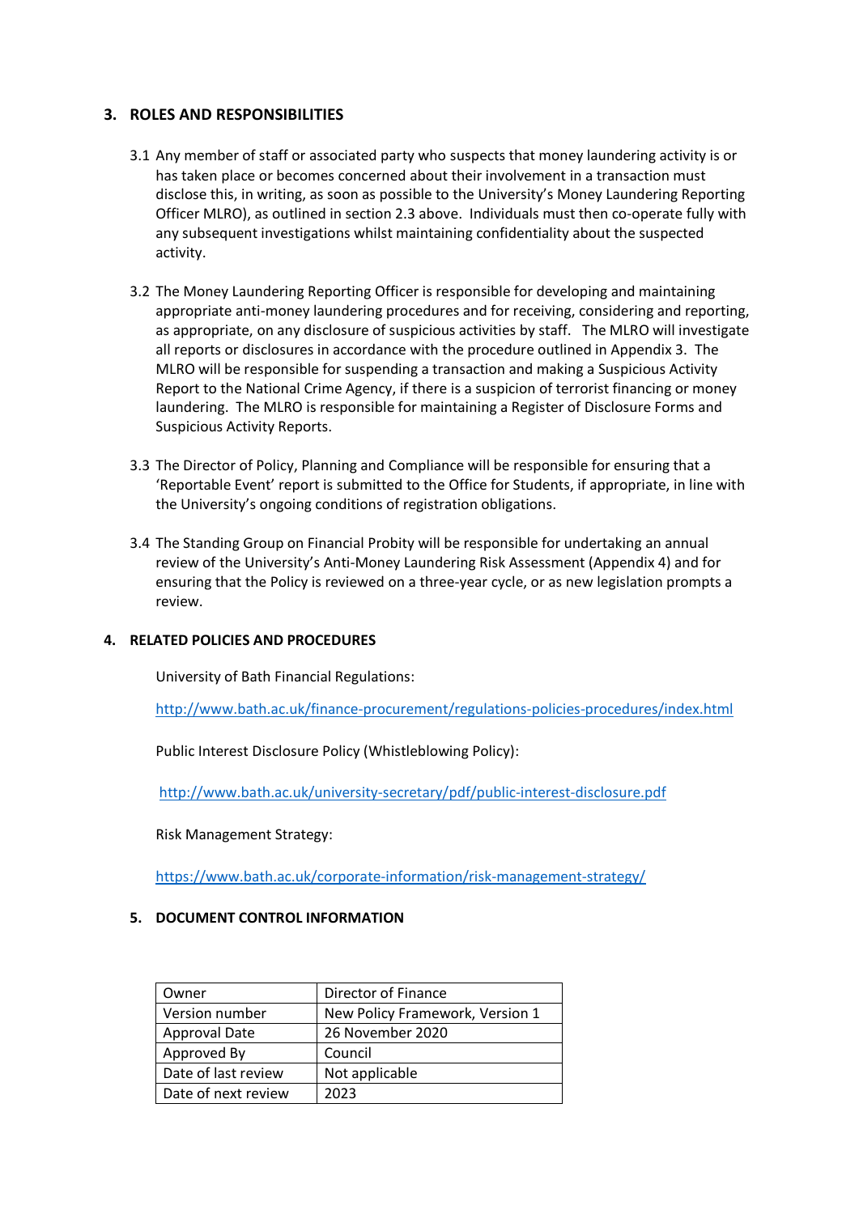## 3. ROLES AND RESPONSIBILITIES

3.1 Any member of staff or associated party who suspects that money laundering activity is or has taken place or becomes concerned about their involvement in a transaction must disclose this, in writing, as soon as possible to the University's Money Laundering Reporting Officer MLRO), as outlined in section 2.3 above. Individuals must then co-operate fully with any subsequent investigations whilst maintaining confidentiality about the suspected activity.

3.2 The Money Laundering Reporting Officer is responsible for developing and maintaining appropriate anti-money laundering procedures and for receiving, considering and reporting, as appropriate, on any disclosure of suspicious activities by staff. The MLRO will investigate all reports or disclosures in accordance with the procedure outlined in Appendix 3. The MLRO will be responsible for suspending a transaction and making a Suspicious Activity Report to the National Crime Agency, if there is a suspicion of terrorist financing or money laundering. The MLRO is responsible for maintaining a Register of Disclosure Forms and Suspicious Activity Reports.

3.3 The Director of Policy, Planning and Compliance will be responsible for ensuring that a 'Reportable Event' report is submitted to the Office for Students, if appropriate, in line with the University's ongoing conditions of registration obligations.

3.4 The Standing Group on Financial Probity will be responsible for undertaking an annual review of the University's Anti-Money Laundering Risk Assessment (Appendix 4) and for ensuring that the Policy is reviewed on a three-year cycle, or as new legislation prompts a review.

## 4. RELATED POLICIES AND PROCEDURES

University of Bath Financial Regulations:

http://www.bath.ac.uk/finance-procurement/regulations-policies-procedures/index.html

Public Interest Disclosure Policy (Whistleblowing Policy):

http://www.bath.ac.uk/university-secretary/pdf/public-interest-disclosure.pdf

Risk Management Strategy:

https://www.bath.ac.uk/corporate-information/risk-management-strategy/

## 5. DOCUMENT CONTROL INFORMATION

| Owner | Director of Finance |
|---|---|
| Version number | New Policy Framework, Version 1 |
| Approval Date | 26 November 2020 |
| Approved By | Council |
| Date of last review | Not applicable |
| Date of next review | 2023 |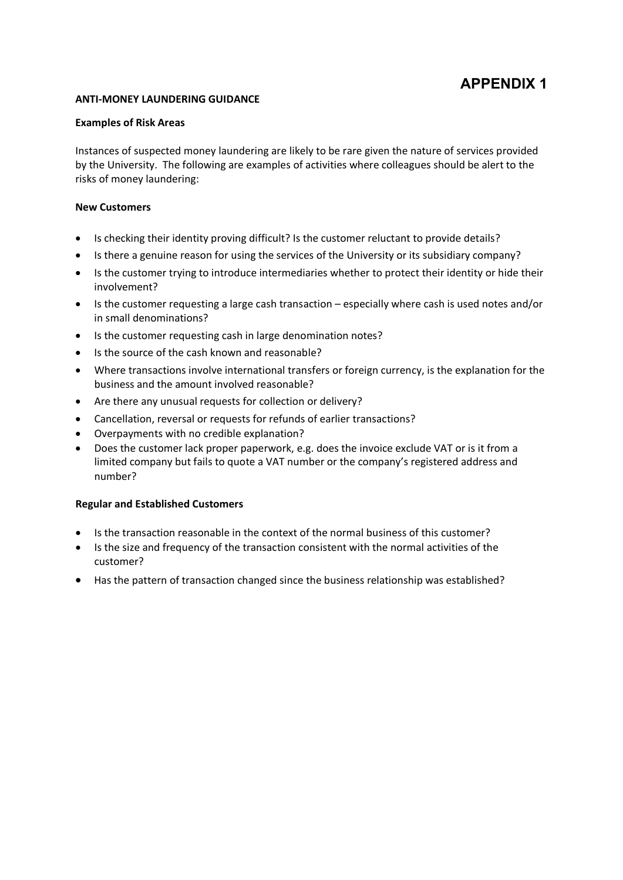# APPENDIX 1

**ANTI-MONEY LAUNDERING GUIDANCE**

**Examples of Risk Areas**

Instances of suspected money laundering are likely to be rare given the nature of services provided by the University. The following are examples of activities where colleagues should be alert to the risks of money laundering:

**New Customers**

- Is checking their identity proving difficult? Is the customer reluctant to provide details?
- Is there a genuine reason for using the services of the University or its subsidiary company?
- Is the customer trying to introduce intermediaries whether to protect their identity or hide their involvement?
- Is the customer requesting a large cash transaction – especially where cash is used notes and/or in small denominations?
- Is the customer requesting cash in large denomination notes?
- Is the source of the cash known and reasonable?
- Where transactions involve international transfers or foreign currency, is the explanation for the business and the amount involved reasonable?
- Are there any unusual requests for collection or delivery?
- Cancellation, reversal or requests for refunds of earlier transactions?
- Overpayments with no credible explanation?
- Does the customer lack proper paperwork, e.g. does the invoice exclude VAT or is it from a limited company but fails to quote a VAT number or the company's registered address and number?

**Regular and Established Customers**

- Is the transaction reasonable in the context of the normal business of this customer?
- Is the size and frequency of the transaction consistent with the normal activities of the customer?
- Has the pattern of transaction changed since the business relationship was established?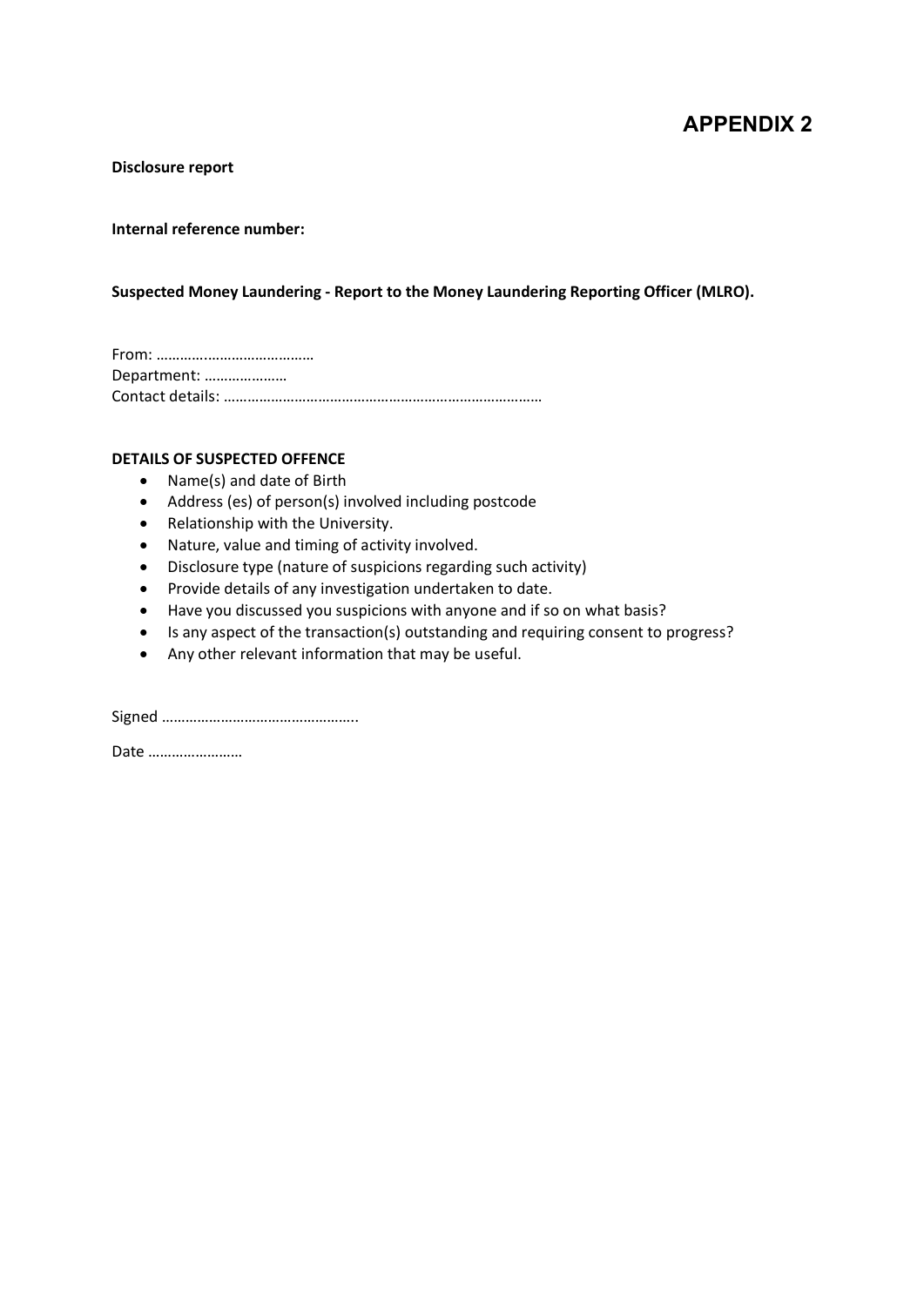# APPENDIX 2

**Disclosure report**

**Internal reference number:**

**Suspected Money Laundering - Report to the Money Laundering Reporting Officer (MLRO).**

From: ………….…………………….
Department: …………………
Contact details: ……………………………………………………………………….

**DETAILS OF SUSPECTED OFFENCE**

- Name(s) and date of Birth
- Address (es) of person(s) involved including postcode
- Relationship with the University.
- Nature, value and timing of activity involved.
- Disclosure type (nature of suspicions regarding such activity)
- Provide details of any investigation undertaken to date.
- Have you discussed you suspicions with anyone and if so on what basis?
- Is any aspect of the transaction(s) outstanding and requiring consent to progress?
- Any other relevant information that may be useful.

Signed …………………………………………..

Date ……………………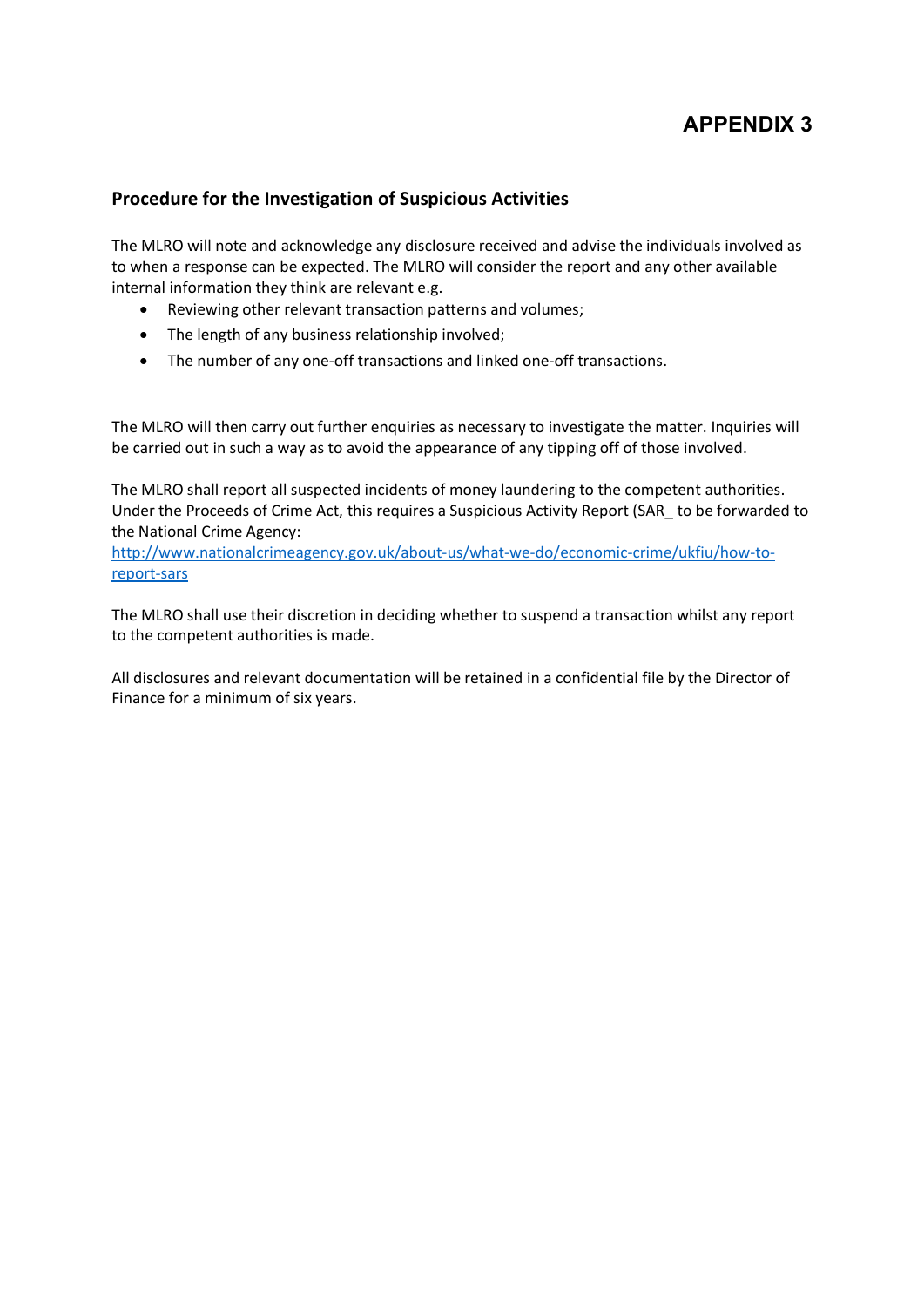# APPENDIX 3

## Procedure for the Investigation of Suspicious Activities

The MLRO will note and acknowledge any disclosure received and advise the individuals involved as to when a response can be expected. The MLRO will consider the report and any other available internal information they think are relevant e.g.

- Reviewing other relevant transaction patterns and volumes;
- The length of any business relationship involved;
- The number of any one-off transactions and linked one-off transactions.

The MLRO will then carry out further enquiries as necessary to investigate the matter. Inquiries will be carried out in such a way as to avoid the appearance of any tipping off of those involved.

The MLRO shall report all suspected incidents of money laundering to the competent authorities. Under the Proceeds of Crime Act, this requires a Suspicious Activity Report (SAR_ to be forwarded to the National Crime Agency:
[http://www.nationalcrimeagency.gov.uk/about-us/what-we-do/economic-crime/ukfiu/how-to-report-sars](http://www.nationalcrimeagency.gov.uk/about-us/what-we-do/economic-crime/ukfiu/how-to-report-sars)

The MLRO shall use their discretion in deciding whether to suspend a transaction whilst any report to the competent authorities is made.

All disclosures and relevant documentation will be retained in a confidential file by the Director of Finance for a minimum of six years.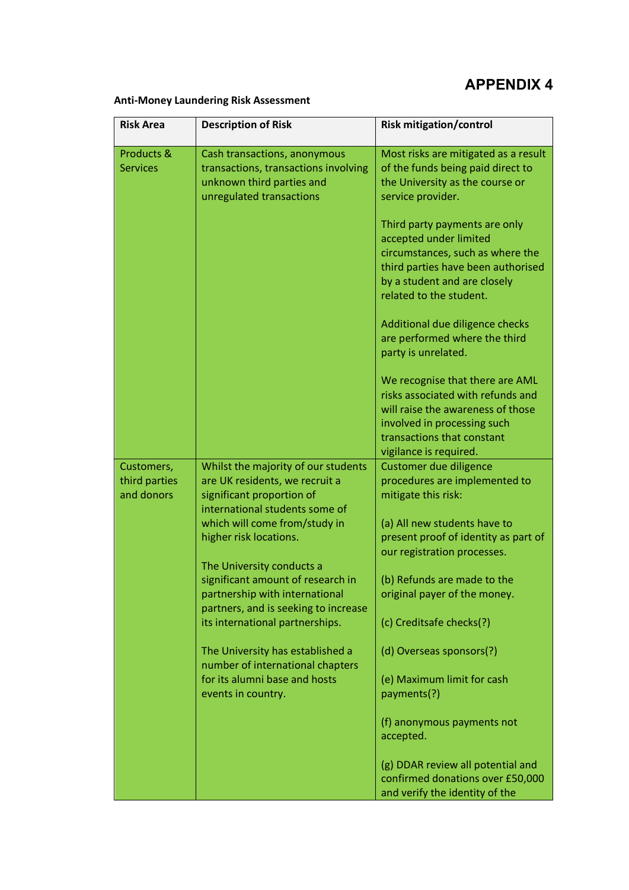# APPENDIX 4

**Anti-Money Laundering Risk Assessment**

| Risk Area | Description of Risk | Risk mitigation/control |
|---|---|---|
| Products & Services | Cash transactions, anonymous transactions, transactions involving unknown third parties and unregulated transactions | Most risks are mitigated as a result of the funds being paid direct to the University as the course or service provider.<br><br>Third party payments are only accepted under limited circumstances, such as where the third parties have been authorised by a student and are closely related to the student.<br><br>Additional due diligence checks are performed where the third party is unrelated.<br><br>We recognise that there are AML risks associated with refunds and will raise the awareness of those involved in processing such transactions that constant vigilance is required. |
| Customers, third parties and donors | Whilst the majority of our students are UK residents, we recruit a significant proportion of international students some of which will come from/study in higher risk locations.<br><br>The University conducts a significant amount of research in partnership with international partners, and is seeking to increase its international partnerships.<br><br>The University has established a number of international chapters for its alumni base and hosts events in country. | Customer due diligence procedures are implemented to mitigate this risk:<br><br>(a) All new students have to present proof of identity as part of our registration processes.<br><br>(b) Refunds are made to the original payer of the money.<br><br>(c) Creditsafe checks(?)<br><br>(d) Overseas sponsors(?)<br><br>(e) Maximum limit for cash payments(?)<br><br>(f) anonymous payments not accepted.<br><br>(g) DDAR review all potential and confirmed donations over £50,000 and verify the identity of the |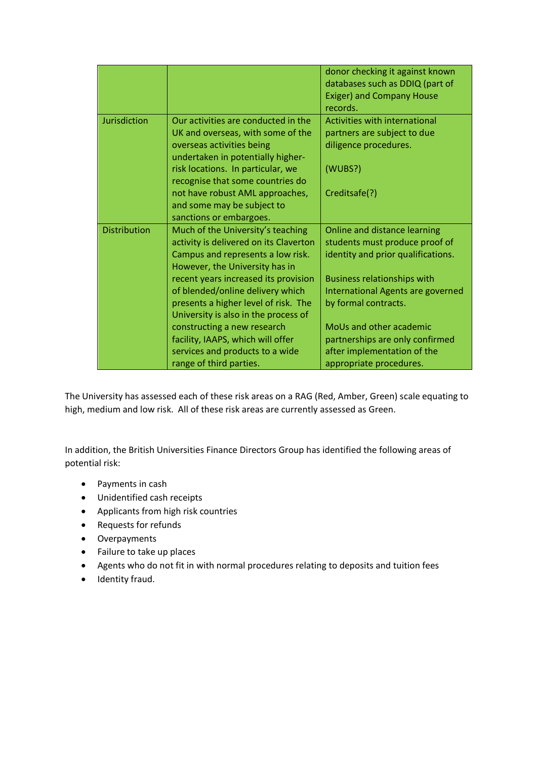| | | |
|---|---|---|
| | | donor checking it against known databases such as DDIQ (part of Exiger) and Company House records. |
| Jurisdiction | Our activities are conducted in the UK and overseas, with some of the overseas activities being undertaken in potentially higher-risk locations. In particular, we recognise that some countries do not have robust AML approaches, and some may be subject to sanctions or embargoes. | Activities with international partners are subject to due diligence procedures.<br><br>(WUBS?)<br><br>Creditsafe(?) |
| Distribution | Much of the University's teaching activity is delivered on its Claverton Campus and represents a low risk. However, the University has in recent years increased its provision of blended/online delivery which presents a higher level of risk. The University is also in the process of constructing a new research facility, IAAPS, which will offer services and products to a wide range of third parties. | Online and distance learning students must produce proof of identity and prior qualifications.<br><br>Business relationships with International Agents are governed by formal contracts.<br><br>MoUs and other academic partnerships are only confirmed after implementation of the appropriate procedures. |

The University has assessed each of these risk areas on a RAG (Red, Amber, Green) scale equating to high, medium and low risk. All of these risk areas are currently assessed as Green.

In addition, the British Universities Finance Directors Group has identified the following areas of potential risk:

- Payments in cash
- Unidentified cash receipts
- Applicants from high risk countries
- Requests for refunds
- Overpayments
- Failure to take up places
- Agents who do not fit in with normal procedures relating to deposits and tuition fees
- Identity fraud.